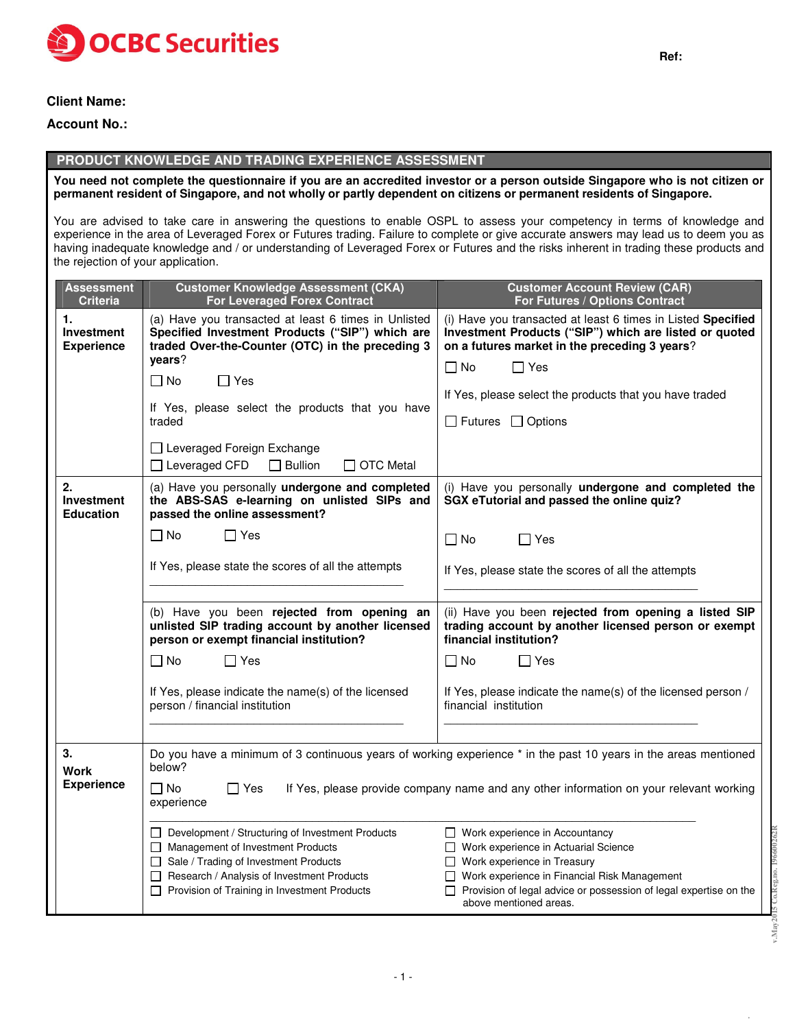**OCBC Securities**

Ref:

**Client Name:**

**Account No.:**

## PRODUCT KNOWLEDGE AND TRADING EXPERIENCE ASSESSMENT

**You need not complete the questionnaire if you are an accredited investor or a person outside Singapore who is not citizen or permanent resident of Singapore, and not wholly or partly dependent on citizens or permanent residents of Singapore.**

You are advised to take care in answering the questions to enable OSPL to assess your competency in terms of knowledge and experience in the area of Leveraged Forex or Futures trading. Failure to complete or give accurate answers may lead us to deem you as having inadequate knowledge and / or understanding of Leveraged Forex or Futures and the risks inherent in trading these products and the rejection of your application.

| Assessment Criteria | Customer Knowledge Assessment (CKA) For Leveraged Forex Contract | Customer Account Review (CAR) For Futures / Options Contract |
|---|---|---|
| **1. Investment Experience** | (a) Have you transacted at least 6 times in Unlisted **Specified Investment Products ("SIP") which are traded Over-the-Counter (OTC) in the preceding 3 years**?<br>☐ No ☐ Yes<br>If Yes, please select the products that you have traded<br>☐ Leveraged Foreign Exchange<br>☐ Leveraged CFD ☐ Bullion ☐ OTC Metal | (i) Have you transacted at least 6 times in Listed **Specified Investment Products ("SIP") which are listed or quoted on a futures market in the preceding 3 years**?<br>☐ No ☐ Yes<br>If Yes, please select the products that you have traded<br>☐ Futures ☐ Options |
| **2. Investment Education** | (a) Have you personally **undergone and completed the ABS-SAS e-learning on unlisted SIPs and passed the online assessment?**<br>☐ No ☐ Yes<br>If Yes, please state the scores of all the attempts<br>\_\_\_\_\_\_\_\_\_\_\_\_\_\_\_\_\_\_\_\_\_\_\_\_\_\_\_\_\_\_ | (i) Have you personally **undergone and completed the SGX eTutorial and passed the online quiz?**<br>☐ No ☐ Yes<br>If Yes, please state the scores of all the attempts<br>\_\_\_\_\_\_\_\_\_\_\_\_\_\_\_\_\_\_\_\_\_\_\_\_\_\_\_\_\_\_ |
| | (b) Have you been **rejected from opening an unlisted SIP trading account by another licensed person or exempt financial institution?**<br>☐ No ☐ Yes<br>If Yes, please indicate the name(s) of the licensed person / financial institution<br>\_\_\_\_\_\_\_\_\_\_\_\_\_\_\_\_\_\_\_\_\_\_\_\_\_\_\_\_\_\_ | (ii) Have you been **rejected from opening a listed SIP trading account by another licensed person or exempt financial institution?**<br>☐ No ☐ Yes<br>If Yes, please indicate the name(s) of the licensed person / financial institution<br>\_\_\_\_\_\_\_\_\_\_\_\_\_\_\_\_\_\_\_\_\_\_\_\_\_\_\_\_\_\_ |
| **3. Work Experience** | Do you have a minimum of 3 continuous years of working experience * in the past 10 years in the areas mentioned below?<br>☐ No ☐ Yes If Yes, please provide company name and any other information on your relevant working experience<br>\_\_\_\_\_\_\_\_\_\_\_\_\_\_\_\_\_\_\_\_\_\_\_\_\_\_\_\_\_\_\_\_\_\_\_\_\_\_\_\_\_\_\_\_\_\_\_\_\_\_\_\_\_\_\_\_<br>☐ Development / Structuring of Investment Products<br>☐ Management of Investment Products<br>☐ Sale / Trading of Investment Products<br>☐ Research / Analysis of Investment Products<br>☐ Provision of Training in Investment Products | ☐ Work experience in Accountancy<br>☐ Work experience in Actuarial Science<br>☐ Work experience in Treasury<br>☐ Work experience in Financial Risk Management<br>☐ Provision of legal advice or possession of legal expertise on the above mentioned areas. |

v.May2015 Co.Reg.no. 196600262R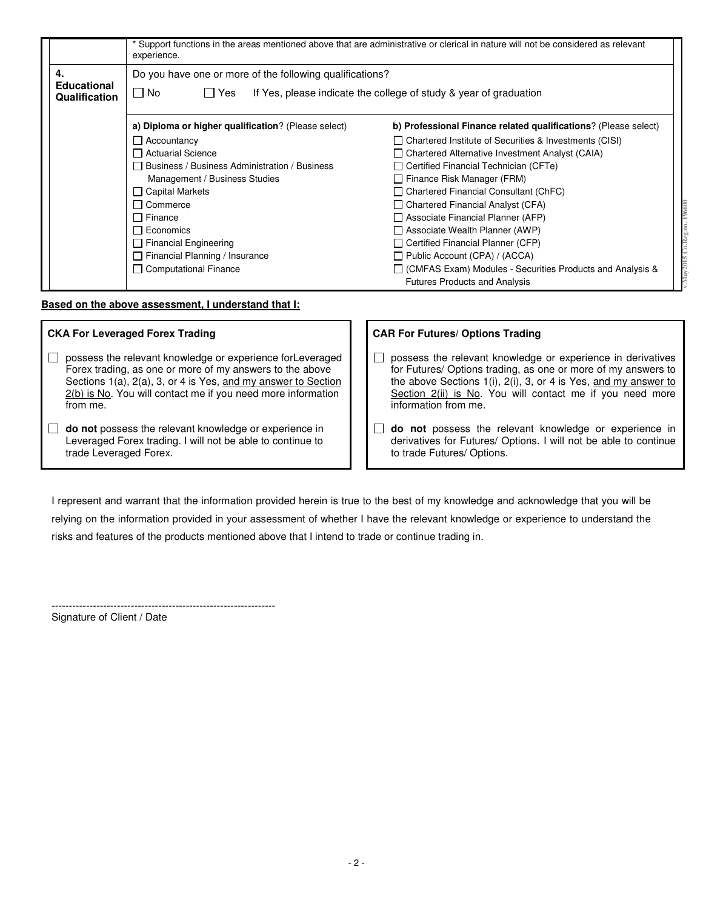| | |
|---|---|
| | * Support functions in the areas mentioned above that are administrative or clerical in nature will not be considered as relevant experience. |
| **4. Educational Qualification** | Do you have one or more of the following qualifications?<br>☐ No ☐ Yes If Yes, please indicate the college of study & year of graduation |
| | **a) Diploma or higher qualification**? (Please select)<br>☐ Accountancy<br>☐ Actuarial Science<br>☐ Business / Business Administration / Business Management / Business Studies<br>☐ Capital Markets<br>☐ Commerce<br>☐ Finance<br>☐ Economics<br>☐ Financial Engineering<br>☐ Financial Planning / Insurance<br>☐ Computational Finance<br><br>**b) Professional Finance related qualifications**? (Please select)<br>☐ Chartered Institute of Securities & Investments (CISI)<br>☐ Chartered Alternative Investment Analyst (CAIA)<br>☐ Certified Financial Technician (CFTe)<br>☐ Finance Risk Manager (FRM)<br>☐ Chartered Financial Consultant (ChFC)<br>☐ Chartered Financial Analyst (CFA)<br>☐ Associate Financial Planner (AFP)<br>☐ Associate Wealth Planner (AWP)<br>☐ Certified Financial Planner (CFP)<br>☐ Public Account (CPA) / (ACCA)<br>☐ (CMFAS Exam) Modules - Securities Products and Analysis & Futures Products and Analysis |

v.May2015 Co.Reg.no. 196600

**Based on the above assessment, I understand that I:**

**CKA For Leveraged Forex Trading**

☐ possess the relevant knowledge or experience forLeveraged Forex trading, as one or more of my answers to the above Sections 1(a), 2(a), 3, or 4 is Yes, and my answer to Section 2(b) is No. You will contact me if you need more information from me.

☐ **do not** possess the relevant knowledge or experience in Leveraged Forex trading. I will not be able to continue to trade Leveraged Forex.

**CAR For Futures/ Options Trading**

☐ possess the relevant knowledge or experience in derivatives for Futures/ Options trading, as one or more of my answers to the above Sections 1(i), 2(i), 3, or 4 is Yes, and my answer to Section 2(ii) is No. You will contact me if you need more information from me.

☐ **do not** possess the relevant knowledge or experience in derivatives for Futures/ Options. I will not be able to continue to trade Futures/ Options.

I represent and warrant that the information provided herein is true to the best of my knowledge and acknowledge that you will be relying on the information provided in your assessment of whether I have the relevant knowledge or experience to understand the risks and features of the products mentioned above that I intend to trade or continue trading in.

-----------------------------------------------------------------
Signature of Client / Date